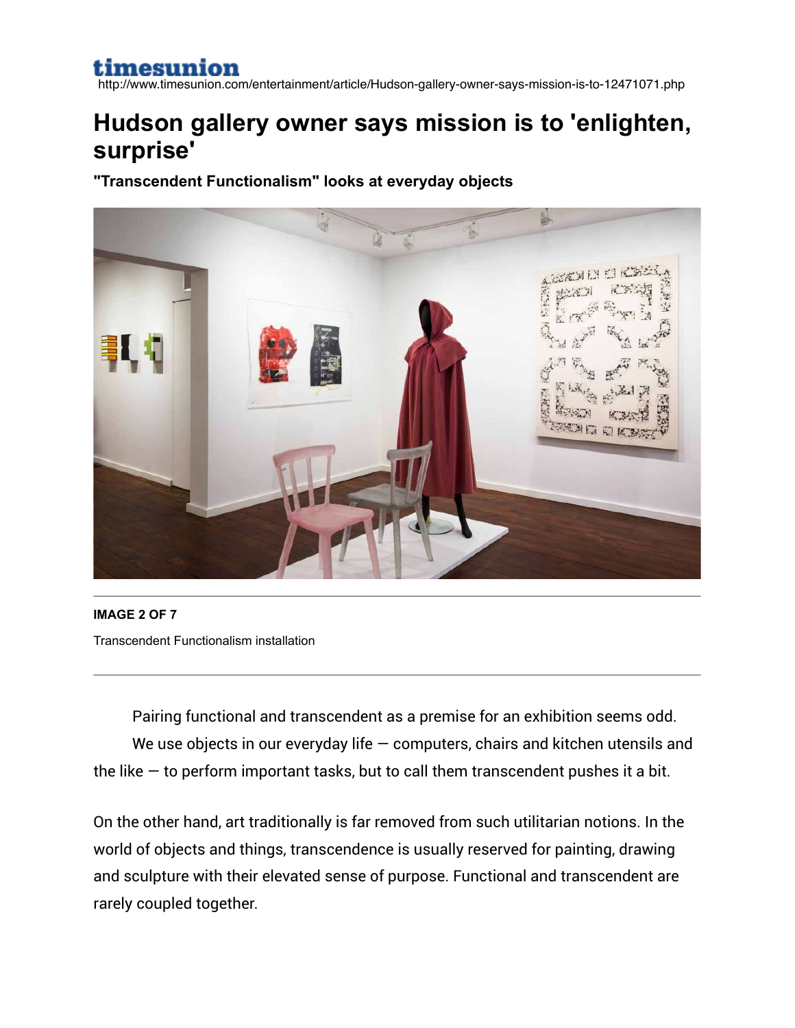timesunion

http://www.timesunion.com/entertainment/article/Hudson-gallery-owner-says-mission-is-to-12471071.php

# Hudson gallery owner says mission is to 'enlighten, surprise'

**"Transcendent Functionalism" looks at everyday objects**

**IMAGE 2 OF 7**

Transcendent Functionalism installation

Pairing functional and transcendent as a premise for an exhibition seems odd.

We use objects in our everyday life — computers, chairs and kitchen utensils and the like — to perform important tasks, but to call them transcendent pushes it a bit.

On the other hand, art traditionally is far removed from such utilitarian notions. In the world of objects and things, transcendence is usually reserved for painting, drawing and sculpture with their elevated sense of purpose. Functional and transcendent are rarely coupled together.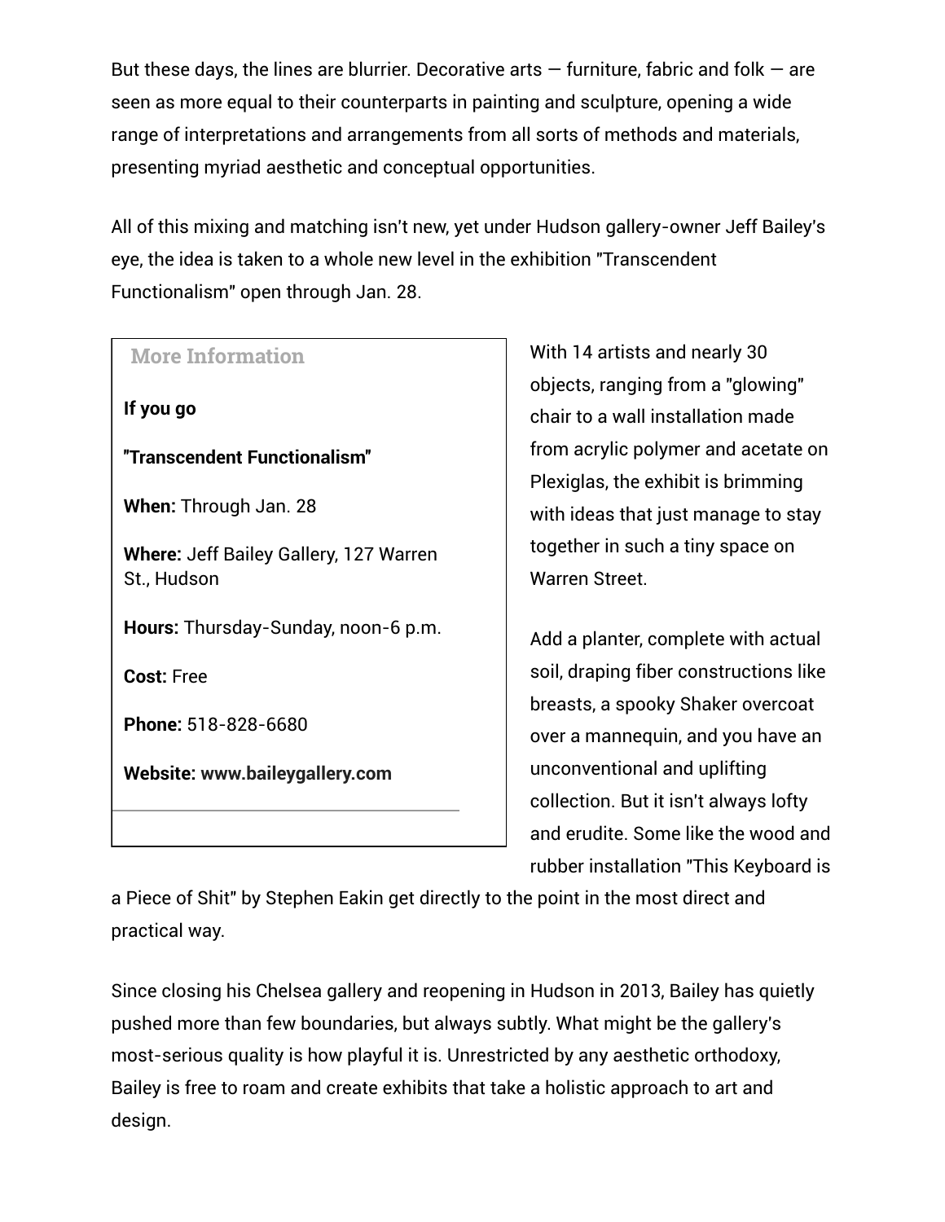But these days, the lines are blurrier. Decorative arts — furniture, fabric and folk — are seen as more equal to their counterparts in painting and sculpture, opening a wide range of interpretations and arrangements from all sorts of methods and materials, presenting myriad aesthetic and conceptual opportunities.

All of this mixing and matching isn't new, yet under Hudson gallery-owner Jeff Bailey's eye, the idea is taken to a whole new level in the exhibition "Transcendent Functionalism" open through Jan. 28.

With 14 artists and nearly 30 objects, ranging from a "glowing" chair to a wall installation made from acrylic polymer and acetate on Plexiglas, the exhibit is brimming with ideas that just manage to stay together in such a tiny space on Warren Street.

Add a planter, complete with actual soil, draping fiber constructions like breasts, a spooky Shaker overcoat over a mannequin, and you have an unconventional and uplifting collection. But it isn't always lofty and erudite. Some like the wood and rubber installation "This Keyboard is a Piece of Shit" by Stephen Eakin get directly to the point in the most direct and practical way.

Since closing his Chelsea gallery and reopening in Hudson in 2013, Bailey has quietly pushed more than few boundaries, but always subtly. What might be the gallery's most-serious quality is how playful it is. Unrestricted by any aesthetic orthodoxy, Bailey is free to roam and create exhibits that take a holistic approach to art and design.

> **More Information**
>
> **If you go**
>
> **"Transcendent Functionalism"**
>
> **When:** Through Jan. 28
>
> **Where:** Jeff Bailey Gallery, 127 Warren St., Hudson
>
> **Hours:** Thursday-Sunday, noon-6 p.m.
>
> **Cost:** Free
>
> **Phone:** 518-828-6680
>
> **Website:** **www.baileygallery.com**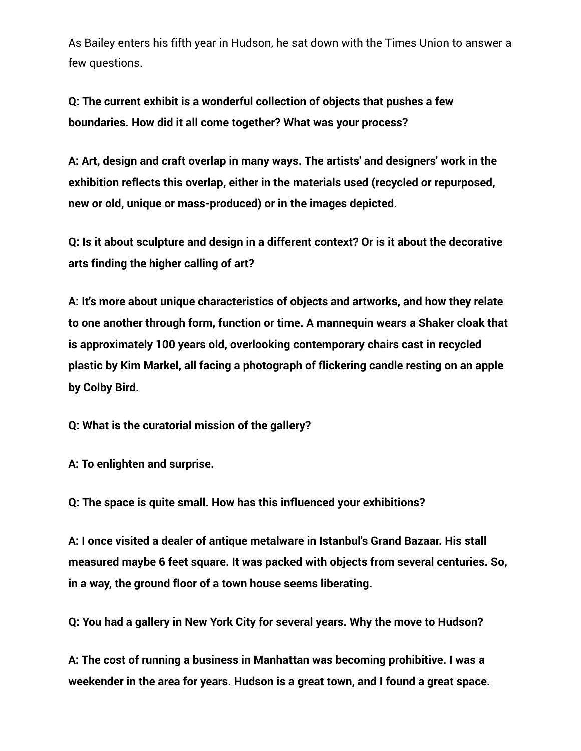As Bailey enters his fifth year in Hudson, he sat down with the Times Union to answer a few questions.

**Q: The current exhibit is a wonderful collection of objects that pushes a few boundaries. How did it all come together? What was your process?**

**A: Art, design and craft overlap in many ways. The artists' and designers' work in the exhibition reflects this overlap, either in the materials used (recycled or repurposed, new or old, unique or mass-produced) or in the images depicted.**

**Q: Is it about sculpture and design in a different context? Or is it about the decorative arts finding the higher calling of art?**

**A: It's more about unique characteristics of objects and artworks, and how they relate to one another through form, function or time. A mannequin wears a Shaker cloak that is approximately 100 years old, overlooking contemporary chairs cast in recycled plastic by Kim Markel, all facing a photograph of flickering candle resting on an apple by Colby Bird.**

**Q: What is the curatorial mission of the gallery?**

**A: To enlighten and surprise.**

**Q: The space is quite small. How has this influenced your exhibitions?**

**A: I once visited a dealer of antique metalware in Istanbul's Grand Bazaar. His stall measured maybe 6 feet square. It was packed with objects from several centuries. So, in a way, the ground floor of a town house seems liberating.**

**Q: You had a gallery in New York City for several years. Why the move to Hudson?**

**A: The cost of running a business in Manhattan was becoming prohibitive. I was a weekender in the area for years. Hudson is a great town, and I found a great space.**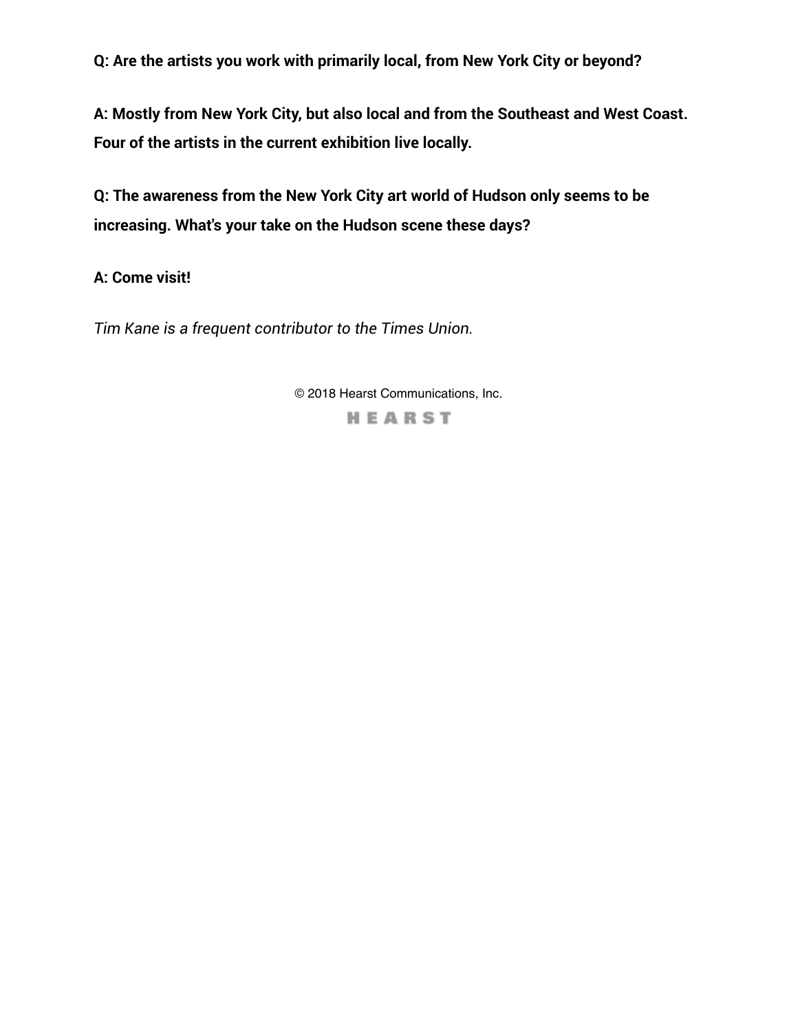**Q: Are the artists you work with primarily local, from New York City or beyond?**

**A: Mostly from New York City, but also local and from the Southeast and West Coast. Four of the artists in the current exhibition live locally.**

**Q: The awareness from the New York City art world of Hudson only seems to be increasing. What's your take on the Hudson scene these days?**

**A: Come visit!**

*Tim Kane is a frequent contributor to the Times Union.*

© 2018 Hearst Communications, Inc.

HEARST